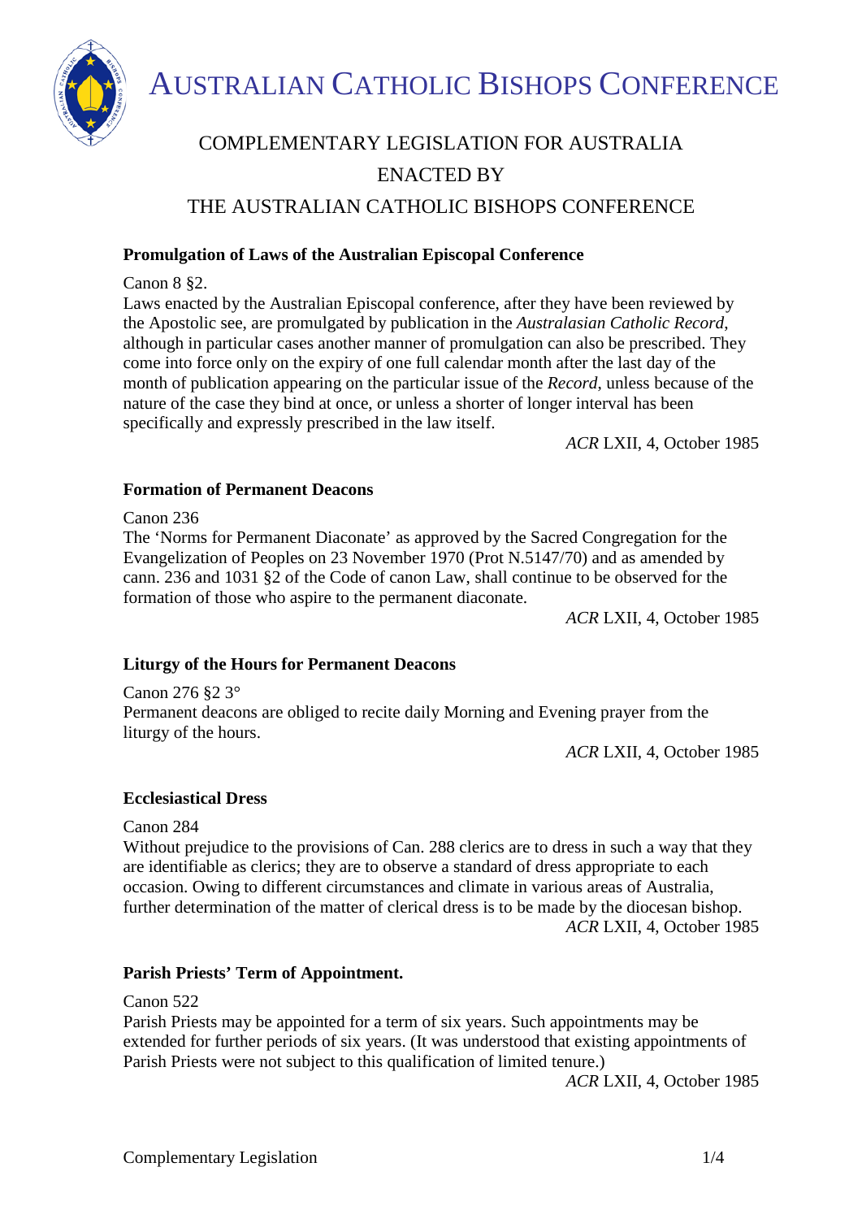# AUSTRALIAN CATHOLIC BISHOPS CONFERENCE

## COMPLEMENTARY LEGISLATION FOR AUSTRALIA ENACTED BY THE AUSTRALIAN CATHOLIC BISHOPS CONFERENCE

### Promulgation of Laws of the Australian Episcopal Conference

Canon 8 §2.

Laws enacted by the Australian Episcopal conference, after they have been reviewed by the Apostolic see, are promulgated by publication in the *Australasian Catholic Record*, although in particular cases another manner of promulgation can also be prescribed. They come into force only on the expiry of one full calendar month after the last day of the month of publication appearing on the particular issue of the *Record*, unless because of the nature of the case they bind at once, or unless a shorter of longer interval has been specifically and expressly prescribed in the law itself.

*ACR* LXII, 4, October 1985

### Formation of Permanent Deacons

Canon 236

The 'Norms for Permanent Diaconate' as approved by the Sacred Congregation for the Evangelization of Peoples on 23 November 1970 (Prot N.5147/70) and as amended by cann. 236 and 1031 §2 of the Code of canon Law, shall continue to be observed for the formation of those who aspire to the permanent diaconate.

*ACR* LXII, 4, October 1985

### Liturgy of the Hours for Permanent Deacons

Canon 276 §2 3°

Permanent deacons are obliged to recite daily Morning and Evening prayer from the liturgy of the hours.

*ACR* LXII, 4, October 1985

### Ecclesiastical Dress

Canon 284

Without prejudice to the provisions of Can. 288 clerics are to dress in such a way that they are identifiable as clerics; they are to observe a standard of dress appropriate to each occasion. Owing to different circumstances and climate in various areas of Australia, further determination of the matter of clerical dress is to be made by the diocesan bishop.

*ACR* LXII, 4, October 1985

### Parish Priests' Term of Appointment.

Canon 522

Parish Priests may be appointed for a term of six years. Such appointments may be extended for further periods of six years. (It was understood that existing appointments of Parish Priests were not subject to this qualification of limited tenure.)

*ACR* LXII, 4, October 1985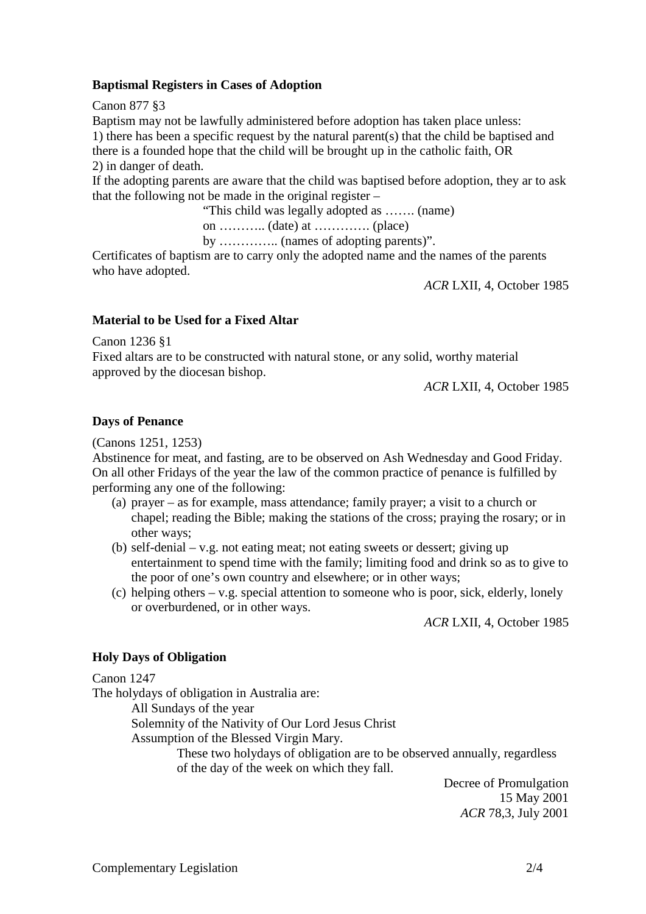**Baptismal Registers in Cases of Adoption**

Canon 877 §3

Baptism may not be lawfully administered before adoption has taken place unless:
1) there has been a specific request by the natural parent(s) that the child be baptised and there is a founded hope that the child will be brought up in the catholic faith, OR
2) in danger of death.

If the adopting parents are aware that the child was baptised before adoption, they ar to ask that the following not be made in the original register –

"This child was legally adopted as ……. (name)
on ……….. (date) at …………. (place)
by ………….. (names of adopting parents)".

Certificates of baptism are to carry only the adopted name and the names of the parents who have adopted.

*ACR* LXII, 4, October 1985

**Material to be Used for a Fixed Altar**

Canon 1236 §1

Fixed altars are to be constructed with natural stone, or any solid, worthy material approved by the diocesan bishop.

*ACR* LXII, 4, October 1985

**Days of Penance**

(Canons 1251, 1253)

Abstinence for meat, and fasting, are to be observed on Ash Wednesday and Good Friday. On all other Fridays of the year the law of the common practice of penance is fulfilled by performing any one of the following:

(a) prayer – as for example, mass attendance; family prayer; a visit to a church or chapel; reading the Bible; making the stations of the cross; praying the rosary; or in other ways;
(b) self-denial – v.g. not eating meat; not eating sweets or dessert; giving up entertainment to spend time with the family; limiting food and drink so as to give to the poor of one's own country and elsewhere; or in other ways;
(c) helping others – v.g. special attention to someone who is poor, sick, elderly, lonely or overburdened, or in other ways.

*ACR* LXII, 4, October 1985

**Holy Days of Obligation**

Canon 1247

The holydays of obligation in Australia are:

All Sundays of the year
Solemnity of the Nativity of Our Lord Jesus Christ
Assumption of the Blessed Virgin Mary.

These two holydays of obligation are to be observed annually, regardless of the day of the week on which they fall.

Decree of Promulgation
15 May 2001
*ACR* 78,3, July 2001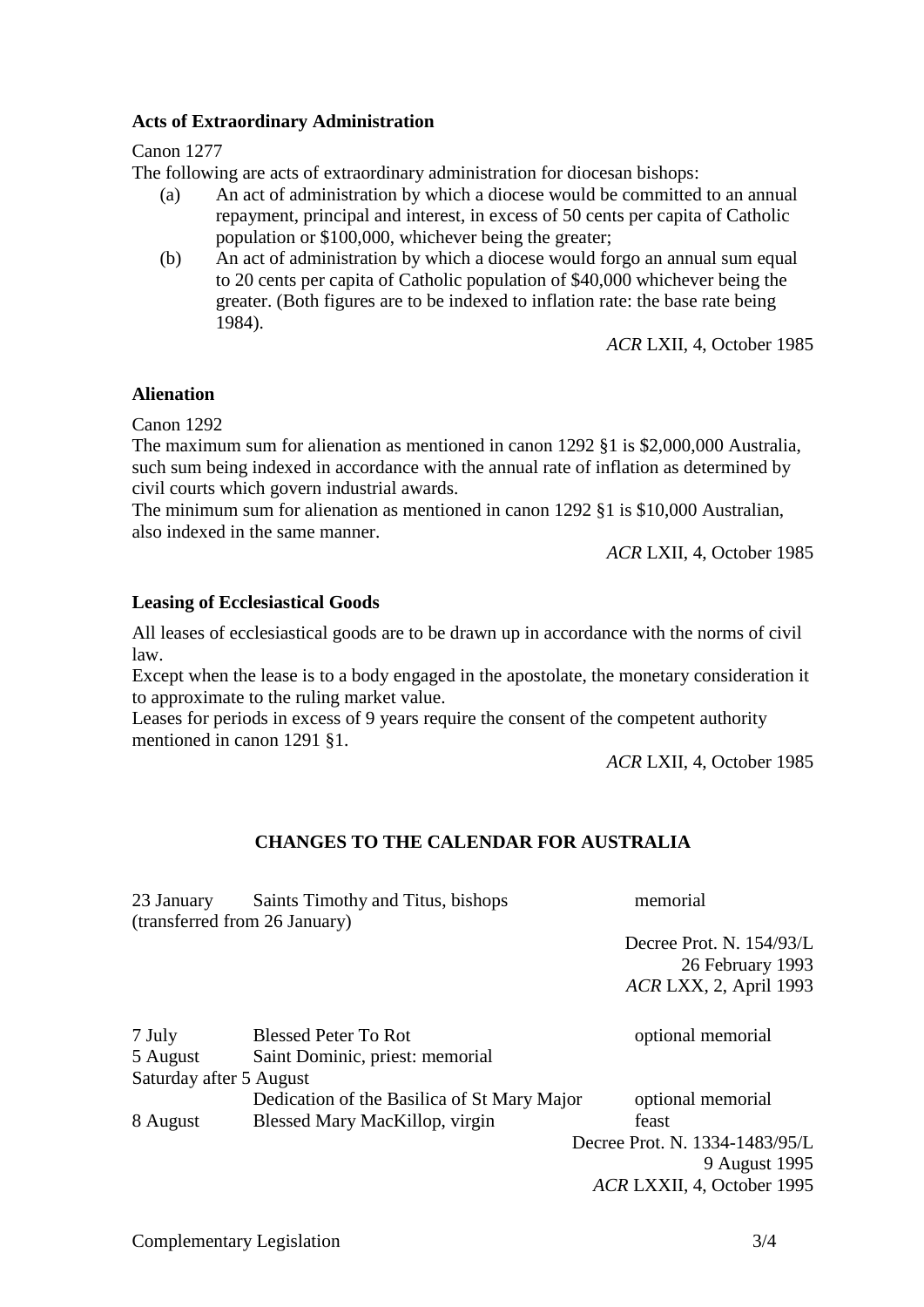**Acts of Extraordinary Administration**

Canon 1277

The following are acts of extraordinary administration for diocesan bishops:

(a) An act of administration by which a diocese would be committed to an annual repayment, principal and interest, in excess of 50 cents per capita of Catholic population or $100,000, whichever being the greater;

(b) An act of administration by which a diocese would forgo an annual sum equal to 20 cents per capita of Catholic population of $40,000 whichever being the greater. (Both figures are to be indexed to inflation rate: the base rate being 1984).

*ACR* LXII, 4, October 1985

**Alienation**

Canon 1292

The maximum sum for alienation as mentioned in canon 1292 §1 is $2,000,000 Australia, such sum being indexed in accordance with the annual rate of inflation as determined by civil courts which govern industrial awards.

The minimum sum for alienation as mentioned in canon 1292 §1 is $10,000 Australian, also indexed in the same manner.

*ACR* LXII, 4, October 1985

**Leasing of Ecclesiastical Goods**

All leases of ecclesiastical goods are to be drawn up in accordance with the norms of civil law.

Except when the lease is to a body engaged in the apostolate, the monetary consideration it to approximate to the ruling market value.

Leases for periods in excess of 9 years require the consent of the competent authority mentioned in canon 1291 §1.

*ACR* LXII, 4, October 1985

## CHANGES TO THE CALENDAR FOR AUSTRALIA

23 January Saints Timothy and Titus, bishops memorial
(transferred from 26 January)

Decree Prot. N. 154/93/L
26 February 1993
*ACR* LXX, 2, April 1993

| | | |
|---|---|---|
| 7 July | Blessed Peter To Rot | optional memorial |
| 5 August | Saint Dominic, priest: memorial | |
| Saturday after 5 August | | |
| | Dedication of the Basilica of St Mary Major | optional memorial |
| 8 August | Blessed Mary MacKillop, virgin | feast |

Decree Prot. N. 1334-1483/95/L
9 August 1995
*ACR* LXXII, 4, October 1995